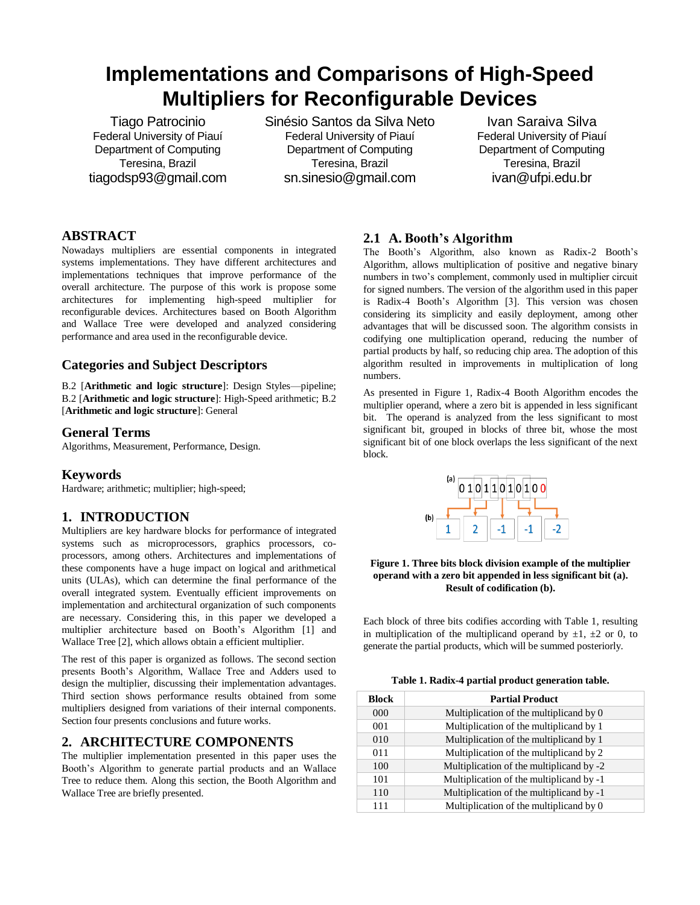# Implementations and Comparisons of High-Speed Multipliers for Reconfigurable Devices

Tiago Patrocinio
Federal University of Piauí
Department of Computing
Teresina, Brazil
tiagodsp93@gmail.com

Sinésio Santos da Silva Neto
Federal University of Piauí
Department of Computing
Teresina, Brazil
sn.sinesio@gmail.com

Ivan Saraiva Silva
Federal University of Piauí
Department of Computing
Teresina, Brazil
ivan@ufpi.edu.br

## ABSTRACT

Nowadays multipliers are essential components in integrated systems implementations. They have different architectures and implementations techniques that improve performance of the overall architecture. The purpose of this work is propose some architectures for implementing high-speed multiplier for reconfigurable devices. Architectures based on Booth Algorithm and Wallace Tree were developed and analyzed considering performance and area used in the reconfigurable device.

## Categories and Subject Descriptors

B.2 [**Arithmetic and logic structure**]: Design Styles—pipeline; B.2 [**Arithmetic and logic structure**]: High-Speed arithmetic; B.2 [**Arithmetic and logic structure**]: General

## General Terms

Algorithms, Measurement, Performance, Design.

## Keywords

Hardware; arithmetic; multiplier; high-speed;

## 1. INTRODUCTION

Multipliers are key hardware blocks for performance of integrated systems such as microprocessors, graphics processors, co-processors, among others. Architectures and implementations of these components have a huge impact on logical and arithmetical units (ULAs), which can determine the final performance of the overall integrated system. Eventually efficient improvements on implementation and architectural organization of such components are necessary. Considering this, in this paper we developed a multiplier architecture based on Booth's Algorithm [1] and Wallace Tree [2], which allows obtain a efficient multiplier.

The rest of this paper is organized as follows. The second section presents Booth's Algorithm, Wallace Tree and Adders used to design the multiplier, discussing their implementation advantages. Third section shows performance results obtained from some multipliers designed from variations of their internal components. Section four presents conclusions and future works.

## 2. ARCHITECTURE COMPONENTS

The multiplier implementation presented in this paper uses the Booth's Algorithm to generate partial products and an Wallace Tree to reduce them. Along this section, the Booth Algorithm and Wallace Tree are briefly presented.

### 2.1 A. Booth's Algorithm

The Booth's Algorithm, also known as Radix-2 Booth's Algorithm, allows multiplication of positive and negative binary numbers in two's complement, commonly used in multiplier circuit for signed numbers. The version of the algorithm used in this paper is Radix-4 Booth's Algorithm [3]. This version was chosen considering its simplicity and easily deployment, among other advantages that will be discussed soon. The algorithm consists in codifying one multiplication operand, reducing the number of partial products by half, so reducing chip area. The adoption of this algorithm resulted in improvements in multiplication of long numbers.

As presented in Figure 1, Radix-4 Booth Algorithm encodes the multiplier operand, where a zero bit is appended in less significant bit. The operand is analyzed from the less significant to most significant bit, grouped in blocks of three bit, whose the most significant bit of one block overlaps the less significant of the next block.

(a) 0 1 0 1 1 0 1 0 1 0 0

(b) 1 | 2 | -1 | -1 | -2

**Figure 1. Three bits block division example of the multiplier operand with a zero bit appended in less significant bit (a). Result of codification (b).**

Each block of three bits codifies according with Table 1, resulting in multiplication of the multiplicand operand by ±1, ±2 or 0, to generate the partial products, which will be summed posteriorly.

**Table 1. Radix-4 partial product generation table.**

| Block | Partial Product |
|---|---|
| 000 | Multiplication of the multiplicand by 0 |
| 001 | Multiplication of the multiplicand by 1 |
| 010 | Multiplication of the multiplicand by 1 |
| 011 | Multiplication of the multiplicand by 2 |
| 100 | Multiplication of the multiplicand by -2 |
| 101 | Multiplication of the multiplicand by -1 |
| 110 | Multiplication of the multiplicand by -1 |
| 111 | Multiplication of the multiplicand by 0 |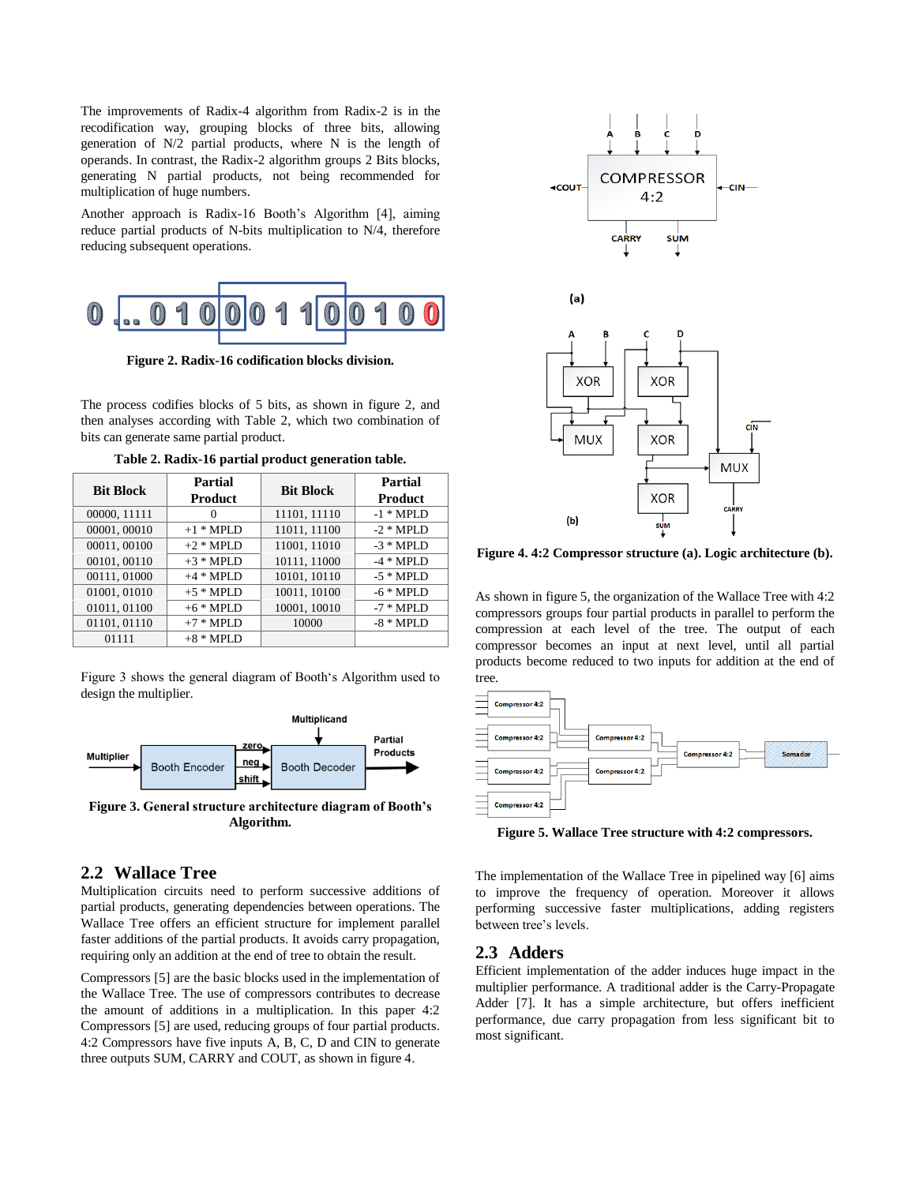The improvements of Radix-4 algorithm from Radix-2 is in the recodification way, grouping blocks of three bits, allowing generation of N/2 partial products, where N is the length of operands. In contrast, the Radix-2 algorithm groups 2 Bits blocks, generating N partial products, not being recommended for multiplication of huge numbers.

Another approach is Radix-16 Booth's Algorithm [4], aiming reduce partial products of N-bits multiplication to N/4, therefore reducing subsequent operations.

**Figure 2. Radix-16 codification blocks division.**

The process codifies blocks of 5 bits, as shown in figure 2, and then analyses according with Table 2, which two combination of bits can generate same partial product.

**Table 2. Radix-16 partial product generation table.**

| Bit Block | Partial Product | Bit Block | Partial Product |
|---|---|---|---|
| 00000, 11111 | 0 | 11101, 11110 | -1 * MPLD |
| 00001, 00010 | +1 * MPLD | 11011, 11100 | -2 * MPLD |
| 00011, 00100 | +2 * MPLD | 11001, 11010 | -3 * MPLD |
| 00101, 00110 | +3 * MPLD | 10111, 11000 | -4 * MPLD |
| 00111, 01000 | +4 * MPLD | 10101, 10110 | -5 * MPLD |
| 01001, 01010 | +5 * MPLD | 10011, 10100 | -6 * MPLD |
| 01011, 01100 | +6 * MPLD | 10001, 10010 | -7 * MPLD |
| 01101, 01110 | +7 * MPLD | 10000 | -8 * MPLD |
| 01111 | +8 * MPLD | | |

Figure 3 shows the general diagram of Booth's Algorithm used to design the multiplier.

**Figure 3. General structure architecture diagram of Booth's Algorithm.**

## 2.2 Wallace Tree

Multiplication circuits need to perform successive additions of partial products, generating dependencies between operations. The Wallace Tree offers an efficient structure for implement parallel faster additions of the partial products. It avoids carry propagation, requiring only an addition at the end of tree to obtain the result.

Compressors [5] are the basic blocks used in the implementation of the Wallace Tree. The use of compressors contributes to decrease the amount of additions in a multiplication. In this paper 4:2 Compressors [5] are used, reducing groups of four partial products. 4:2 Compressors have five inputs A, B, C, D and CIN to generate three outputs SUM, CARRY and COUT, as shown in figure 4.

**Figure 4. 4:2 Compressor structure (a). Logic architecture (b).**

As shown in figure 5, the organization of the Wallace Tree with 4:2 compressors groups four partial products in parallel to perform the compression at each level of the tree. The output of each compressor becomes an input at next level, until all partial products become reduced to two inputs for addition at the end of tree.

**Figure 5. Wallace Tree structure with 4:2 compressors.**

The implementation of the Wallace Tree in pipelined way [6] aims to improve the frequency of operation. Moreover it allows performing successive faster multiplications, adding registers between tree's levels.

## 2.3 Adders

Efficient implementation of the adder induces huge impact in the multiplier performance. A traditional adder is the Carry-Propagate Adder [7]. It has a simple architecture, but offers inefficient performance, due carry propagation from less significant bit to most significant.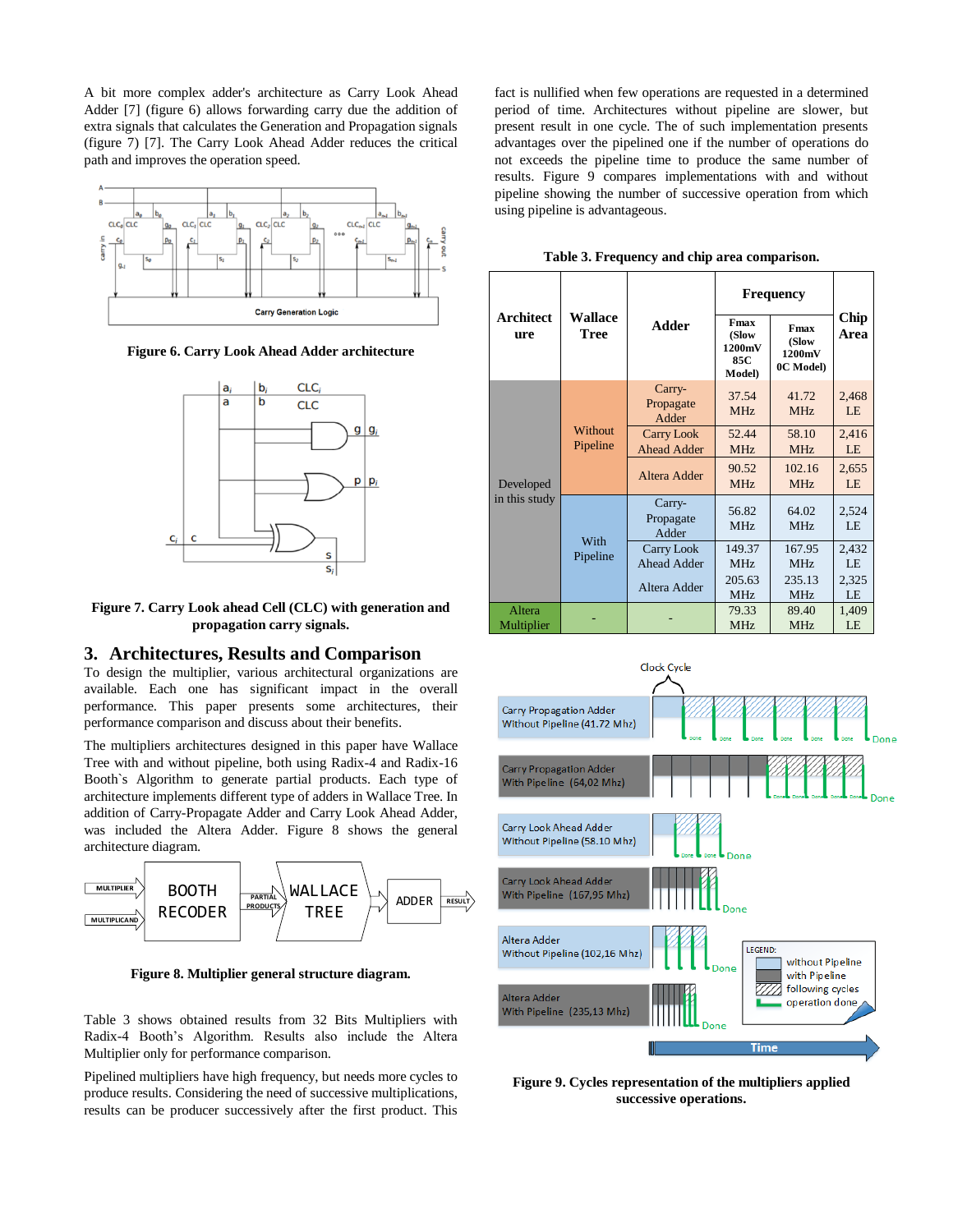A bit more complex adder's architecture as Carry Look Ahead Adder [7] (figure 6) allows forwarding carry due the addition of extra signals that calculates the Generation and Propagation signals (figure 7) [7]. The Carry Look Ahead Adder reduces the critical path and improves the operation speed.

**Figure 6. Carry Look Ahead Adder architecture**

**Figure 7. Carry Look ahead Cell (CLC) with generation and propagation carry signals.**

## 3. Architectures, Results and Comparison

To design the multiplier, various architectural organizations are available. Each one has significant impact in the overall performance. This paper presents some architectures, their performance comparison and discuss about their benefits.

The multipliers architectures designed in this paper have Wallace Tree with and without pipeline, both using Radix-4 and Radix-16 Booth`s Algorithm to generate partial products. Each type of architecture implements different type of adders in Wallace Tree. In addition of Carry-Propagate Adder and Carry Look Ahead Adder, was included the Altera Adder. Figure 8 shows the general architecture diagram.

**Figure 8. Multiplier general structure diagram.**

Table 3 shows obtained results from 32 Bits Multipliers with Radix-4 Booth's Algorithm. Results also include the Altera Multiplier only for performance comparison.

Pipelined multipliers have high frequency, but needs more cycles to produce results. Considering the need of successive multiplications, results can be producer successively after the first product. This fact is nullified when few operations are requested in a determined period of time. Architectures without pipeline are slower, but present result in one cycle. The of such implementation presents advantages over the pipelined one if the number of operations do not exceeds the pipeline time to produce the same number of results. Figure 9 compares implementations with and without pipeline showing the number of successive operation from which using pipeline is advantageous.

**Table 3. Frequency and chip area comparison.**

| Architecture | Wallace Tree | Adder | Frequency | | Chip Area |
|---|---|---|---|---|---|
| | | | Fmax (Slow 1200mV 85C Model) | Fmax (Slow 1200mV 0C Model) | |
| Developed in this study | Without Pipeline | Carry-Propagate Adder | 37.54 MHz | 41.72 MHz | 2,468 LE |
| | | Carry Look Ahead Adder | 52.44 MHz | 58.10 MHz | 2,416 LE |
| | | Altera Adder | 90.52 MHz | 102.16 MHz | 2,655 LE |
| | With Pipeline | Carry-Propagate Adder | 56.82 MHz | 64.02 MHz | 2,524 LE |
| | | Carry Look Ahead Adder | 149.37 MHz | 167.95 MHz | 2,432 LE |
| | | Altera Adder | 205.63 MHz | 235.13 MHz | 2,325 LE |
| Altera Multiplier | - | - | 79.33 MHz | 89.40 MHz | 1,409 LE |

**Figure 9. Cycles representation of the multipliers applied successive operations.**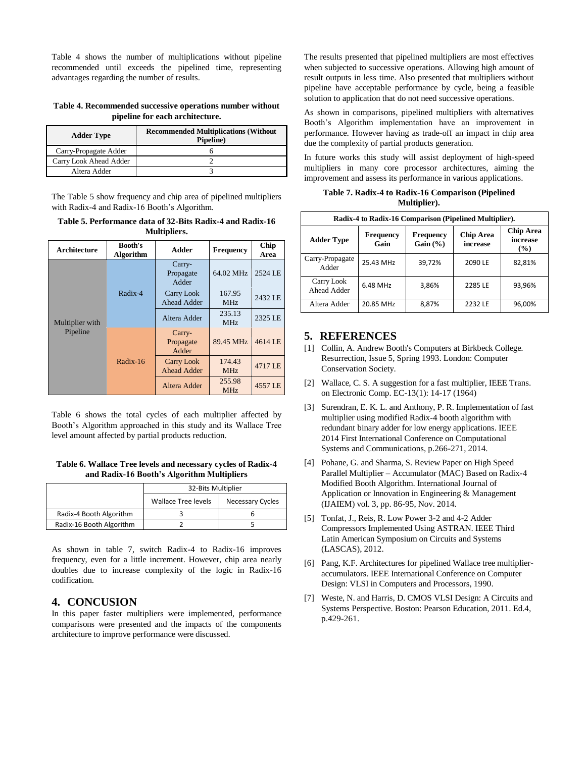Table 4 shows the number of multiplications without pipeline recommended until exceeds the pipelined time, representing advantages regarding the number of results.

**Table 4. Recommended successive operations number without pipeline for each architecture.**

| Adder Type | Recommended Multiplications (Without Pipeline) |
|---|---|
| Carry-Propagate Adder | 6 |
| Carry Look Ahead Adder | 2 |
| Altera Adder | 3 |

The Table 5 show frequency and chip area of pipelined multipliers with Radix-4 and Radix-16 Booth's Algorithm.

**Table 5. Performance data of 32-Bits Radix-4 and Radix-16 Multipliers.**

| Architecture | Booth's Algorithm | Adder | Frequency | Chip Area |
|---|---|---|---|---|
| Multiplier with Pipeline | Radix-4 | Carry-Propagate Adder | 64.02 MHz | 2524 LE |
| | | Carry Look Ahead Adder | 167.95 MHz | 2432 LE |
| | | Altera Adder | 235.13 MHz | 2325 LE |
| | Radix-16 | Carry-Propagate Adder | 89.45 MHz | 4614 LE |
| | | Carry Look Ahead Adder | 174.43 MHz | 4717 LE |
| | | Altera Adder | 255.98 MHz | 4557 LE |

Table 6 shows the total cycles of each multiplier affected by Booth's Algorithm approached in this study and its Wallace Tree level amount affected by partial products reduction.

**Table 6. Wallace Tree levels and necessary cycles of Radix-4 and Radix-16 Booth's Algorithm Multipliers**

| | 32-Bits Multiplier | |
|---|---|---|
| | Wallace Tree levels | Necessary Cycles |
| Radix-4 Booth Algorithm | 3 | 6 |
| Radix-16 Booth Algorithm | 2 | 5 |

As shown in table 7, switch Radix-4 to Radix-16 improves frequency, even for a little increment. However, chip area nearly doubles due to increase complexity of the logic in Radix-16 codification.

## 4. CONCUSION

In this paper faster multipliers were implemented, performance comparisons were presented and the impacts of the components architecture to improve performance were discussed.

The results presented that pipelined multipliers are most effectives when subjected to successive operations. Allowing high amount of result outputs in less time. Also presented that multipliers without pipeline have acceptable performance by cycle, being a feasible solution to application that do not need successive operations.

As shown in comparisons, pipelined multipliers with alternatives Booth's Algorithm implementation have an improvement in performance. However having as trade-off an impact in chip area due the complexity of partial products generation.

In future works this study will assist deployment of high-speed multipliers in many core processor architectures, aiming the improvement and assess its performance in various applications.

**Table 7. Radix-4 to Radix-16 Comparison (Pipelined Multiplier).**

| Radix-4 to Radix-16 Comparison (Pipelined Multiplier). | | | | |
|---|---|---|---|---|
| Adder Type | Frequency Gain | Frequency Gain (%) | Chip Area increase | Chip Area increase (%) |
| Carry-Propagate Adder | 25.43 MHz | 39,72% | 2090 LE | 82,81% |
| Carry Look Ahead Adder | 6.48 MHz | 3,86% | 2285 LE | 93,96% |
| Altera Adder | 20.85 MHz | 8,87% | 2232 LE | 96,00% |

## 5. REFERENCES

[1] Collin, A. Andrew Booth's Computers at Birkbeck College. Resurrection, Issue 5, Spring 1993. London: Computer Conservation Society.

[2] Wallace, C. S. A suggestion for a fast multiplier, IEEE Trans. on Electronic Comp. EC-13(1): 14-17 (1964)

[3] Surendran, E. K. L. and Anthony, P. R. Implementation of fast multiplier using modified Radix-4 booth algorithm with redundant binary adder for low energy applications. IEEE 2014 First International Conference on Computational Systems and Communications, p.266-271, 2014.

[4] Pohane, G. and Sharma, S. Review Paper on High Speed Parallel Multiplier – Accumulator (MAC) Based on Radix-4 Modified Booth Algorithm. International Journal of Application or Innovation in Engineering & Management (IJAIEM) vol. 3, pp. 86-95, Nov. 2014.

[5] Tonfat, J., Reis, R. Low Power 3-2 and 4-2 Adder Compressors Implemented Using ASTRAN. IEEE Third Latin American Symposium on Circuits and Systems (LASCAS), 2012.

[6] Pang, K.F. Architectures for pipelined Wallace tree multiplier-accumulators. IEEE International Conference on Computer Design: VLSI in Computers and Processors, 1990.

[7] Weste, N. and Harris, D. CMOS VLSI Design: A Circuits and Systems Perspective. Boston: Pearson Education, 2011. Ed.4, p.429-261.